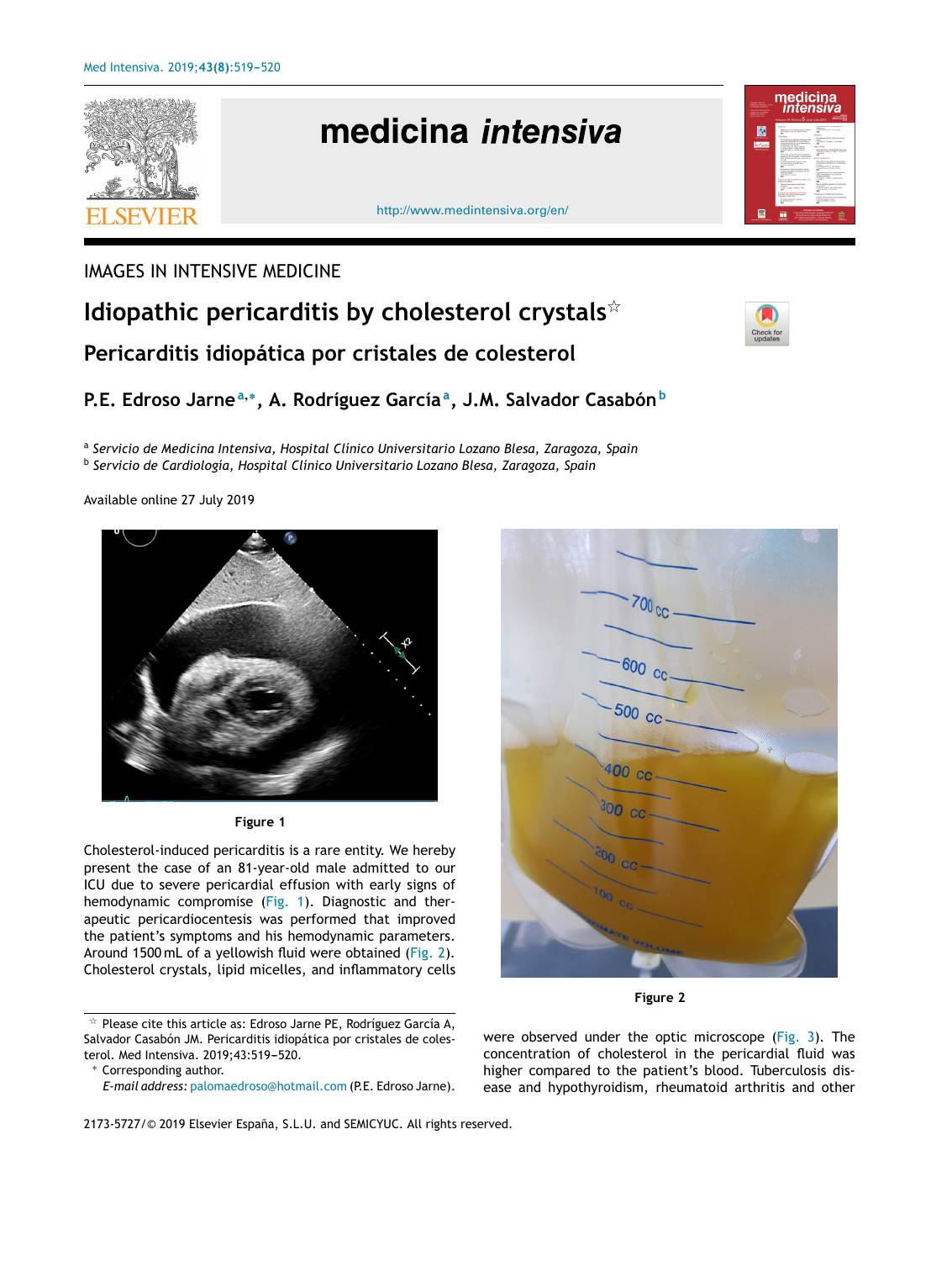IMAGES IN INTENSIVE MEDICINE

# Idiopathic pericarditis by cholesterol crystals☆

## Pericarditis idiopática por cristales de colesterol

**P.E. Edroso Jarne[a,*], A. Rodríguez García[a], J.M. Salvador Casabón[b]**

[a] *Servicio de Medicina Intensiva, Hospital Clínico Universitario Lozano Blesa, Zaragoza, Spain*

[b] *Servicio de Cardiología, Hospital Clínico Universitario Lozano Blesa, Zaragoza, Spain*

Available online 27 July 2019

**Figure 1**

Cholesterol-induced pericarditis is a rare entity. We hereby present the case of an 81-year-old male admitted to our ICU due to severe pericardial effusion with early signs of hemodynamic compromise (Fig. 1). Diagnostic and therapeutic pericardiocentesis was performed that improved the patient's symptoms and his hemodynamic parameters. Around 1500 mL of a yellowish fluid were obtained (Fig. 2). Cholesterol crystals, lipid micelles, and inflammatory cells were observed under the optic microscope (Fig. 3). The concentration of cholesterol in the pericardial fluid was higher compared to the patient's blood. Tuberculosis disease and hypothyroidism, rheumatoid arthritis and other

**Figure 2**

☆ Please cite this article as: Edroso Jarne PE, Rodríguez García A, Salvador Casabón JM. Pericarditis idiopática por cristales de colesterol. Med Intensiva. 2019;43:519–520.

\* Corresponding author.

*E-mail address:* palomaedroso@hotmail.com (P.E. Edroso Jarne).

2173-5727/© 2019 Elsevier España, S.L.U. and SEMICYUC. All rights reserved.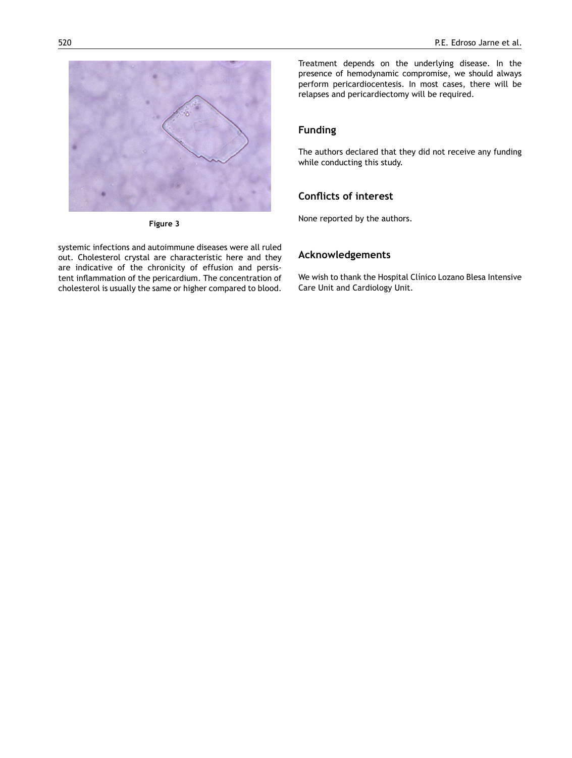Figure 3

systemic infections and autoimmune diseases were all ruled out. Cholesterol crystal are characteristic here and they are indicative of the chronicity of effusion and persistent inflammation of the pericardium. The concentration of cholesterol is usually the same or higher compared to blood.

Treatment depends on the underlying disease. In the presence of hemodynamic compromise, we should always perform pericardiocentesis. In most cases, there will be relapses and pericardiectomy will be required.

## Funding

The authors declared that they did not receive any funding while conducting this study.

## Conflicts of interest

None reported by the authors.

## Acknowledgements

We wish to thank the Hospital Clínico Lozano Blesa Intensive Care Unit and Cardiology Unit.